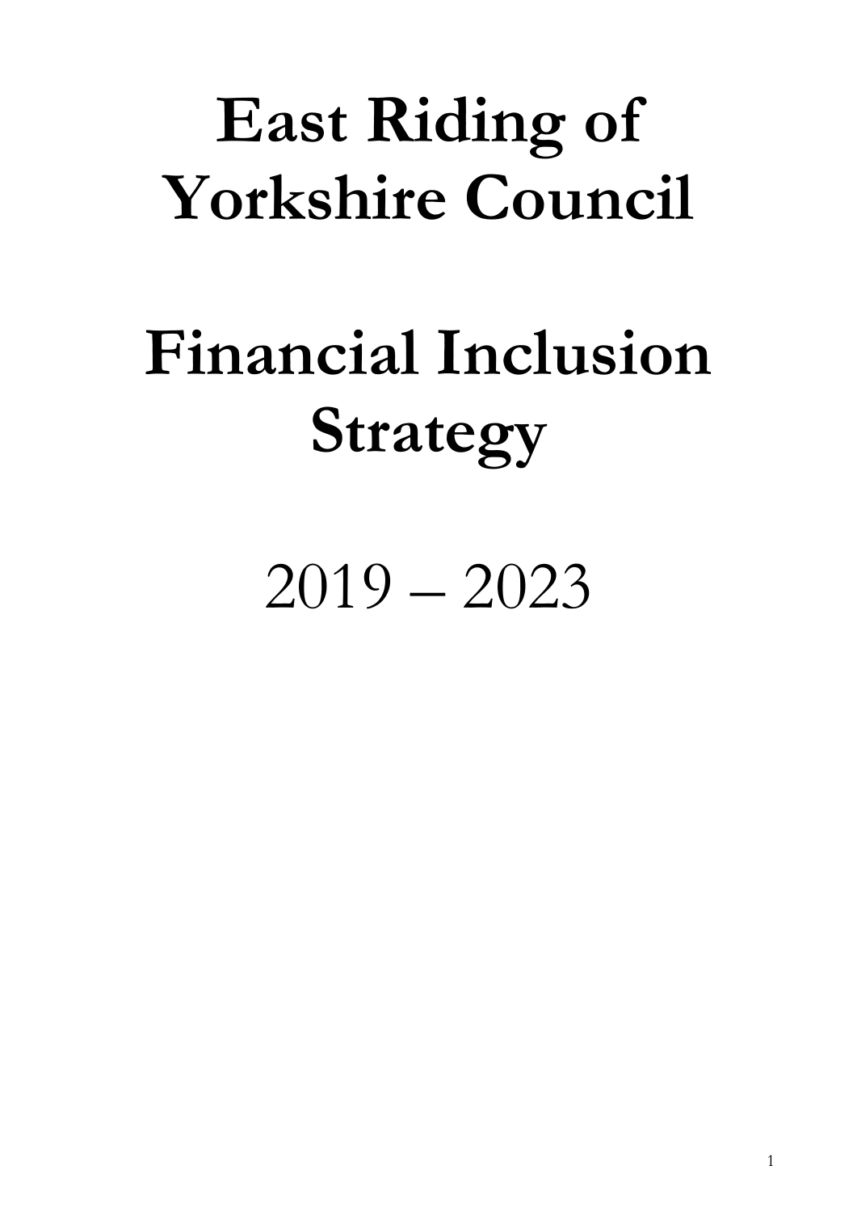# East Riding of Yorkshire Council

# Financial Inclusion Strategy

2019 – 2023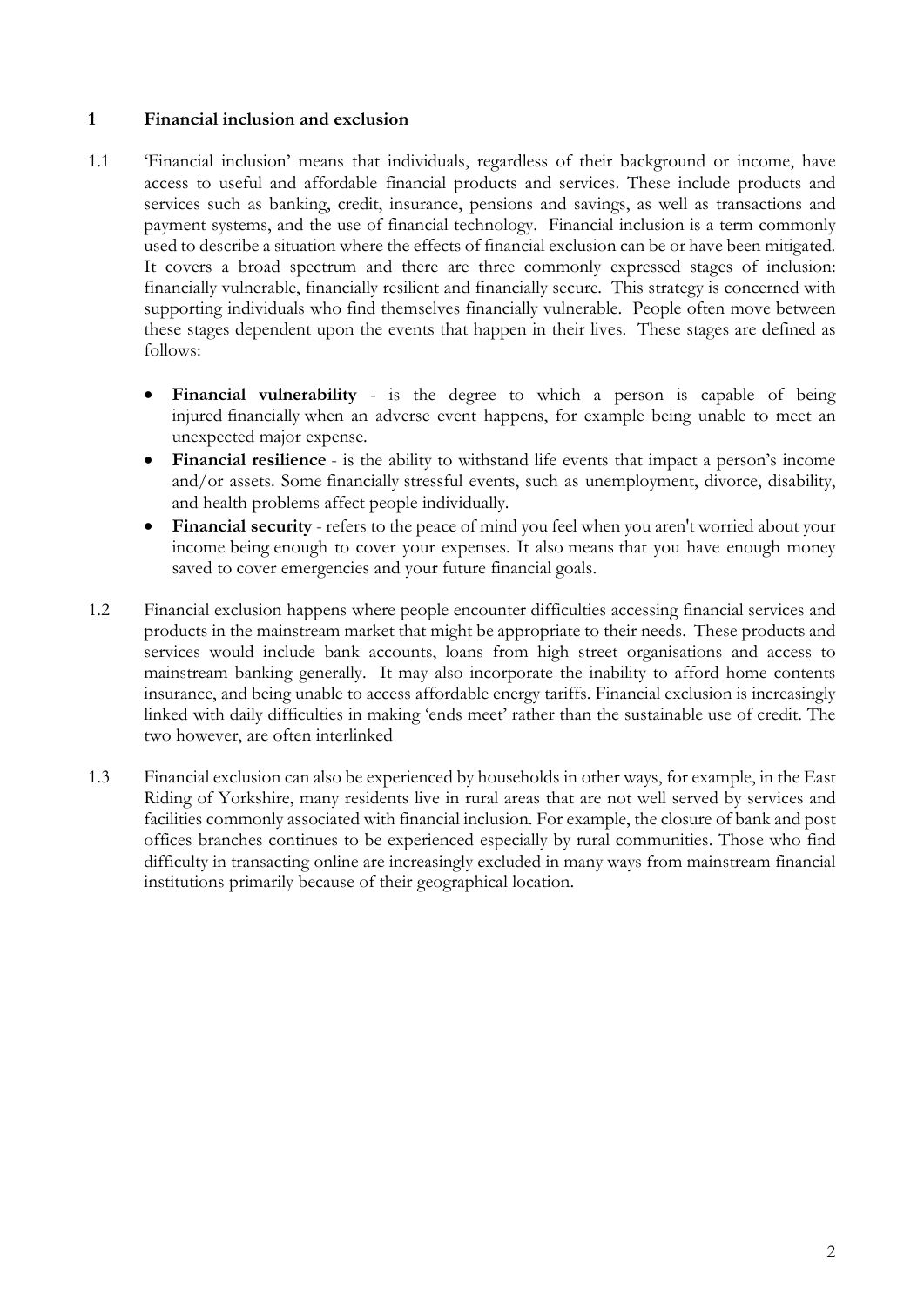## 1 Financial inclusion and exclusion

1.1 'Financial inclusion' means that individuals, regardless of their background or income, have access to useful and affordable financial products and services. These include products and services such as banking, credit, insurance, pensions and savings, as well as transactions and payment systems, and the use of financial technology. Financial inclusion is a term commonly used to describe a situation where the effects of financial exclusion can be or have been mitigated. It covers a broad spectrum and there are three commonly expressed stages of inclusion: financially vulnerable, financially resilient and financially secure. This strategy is concerned with supporting individuals who find themselves financially vulnerable. People often move between these stages dependent upon the events that happen in their lives. These stages are defined as follows:

- **Financial vulnerability** - is the degree to which a person is capable of being injured financially when an adverse event happens, for example being unable to meet an unexpected major expense.
- **Financial resilience** - is the ability to withstand life events that impact a person's income and/or assets. Some financially stressful events, such as unemployment, divorce, disability, and health problems affect people individually.
- **Financial security** - refers to the peace of mind you feel when you aren't worried about your income being enough to cover your expenses. It also means that you have enough money saved to cover emergencies and your future financial goals.

1.2 Financial exclusion happens where people encounter difficulties accessing financial services and products in the mainstream market that might be appropriate to their needs. These products and services would include bank accounts, loans from high street organisations and access to mainstream banking generally. It may also incorporate the inability to afford home contents insurance, and being unable to access affordable energy tariffs. Financial exclusion is increasingly linked with daily difficulties in making 'ends meet' rather than the sustainable use of credit. The two however, are often interlinked

1.3 Financial exclusion can also be experienced by households in other ways, for example, in the East Riding of Yorkshire, many residents live in rural areas that are not well served by services and facilities commonly associated with financial inclusion. For example, the closure of bank and post offices branches continues to be experienced especially by rural communities. Those who find difficulty in transacting online are increasingly excluded in many ways from mainstream financial institutions primarily because of their geographical location.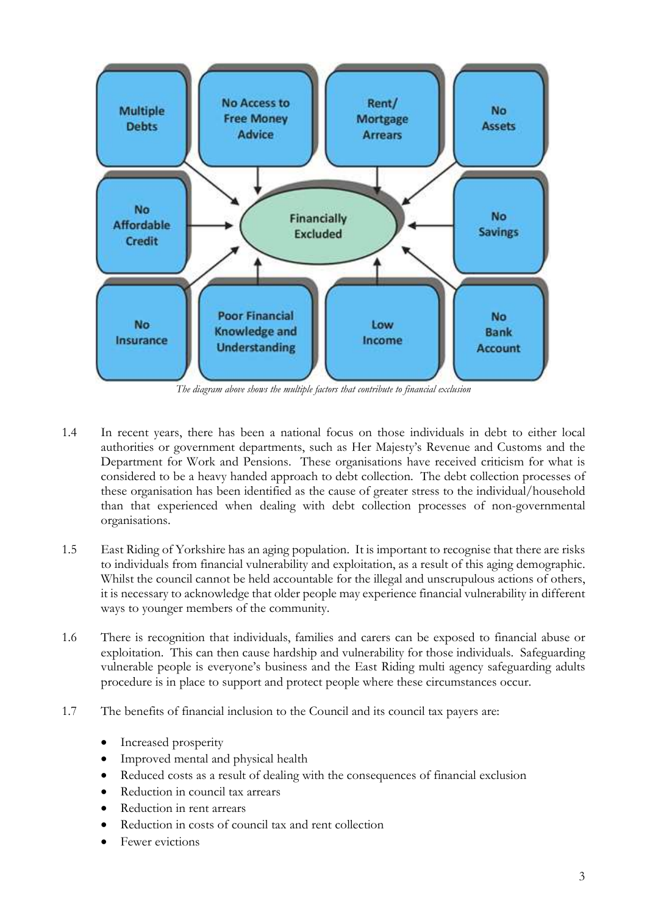Multiple Debts

No Access to Free Money Advice

Rent/ Mortgage Arrears

No Assets

No Affordable Credit

Financially Excluded

No Savings

No Insurance

Poor Financial Knowledge and Understanding

Low Income

No Bank Account

*The diagram above shows the multiple factors that contribute to financial exclusion*

1.4 In recent years, there has been a national focus on those individuals in debt to either local authorities or government departments, such as Her Majesty's Revenue and Customs and the Department for Work and Pensions. These organisations have received criticism for what is considered to be a heavy handed approach to debt collection. The debt collection processes of these organisation has been identified as the cause of greater stress to the individual/household than that experienced when dealing with debt collection processes of non-governmental organisations.

1.5 East Riding of Yorkshire has an aging population. It is important to recognise that there are risks to individuals from financial vulnerability and exploitation, as a result of this aging demographic. Whilst the council cannot be held accountable for the illegal and unscrupulous actions of others, it is necessary to acknowledge that older people may experience financial vulnerability in different ways to younger members of the community.

1.6 There is recognition that individuals, families and carers can be exposed to financial abuse or exploitation. This can then cause hardship and vulnerability for those individuals. Safeguarding vulnerable people is everyone's business and the East Riding multi agency safeguarding adults procedure is in place to support and protect people where these circumstances occur.

1.7 The benefits of financial inclusion to the Council and its council tax payers are:

- Increased prosperity
- Improved mental and physical health
- Reduced costs as a result of dealing with the consequences of financial exclusion
- Reduction in council tax arrears
- Reduction in rent arrears
- Reduction in costs of council tax and rent collection
- Fewer evictions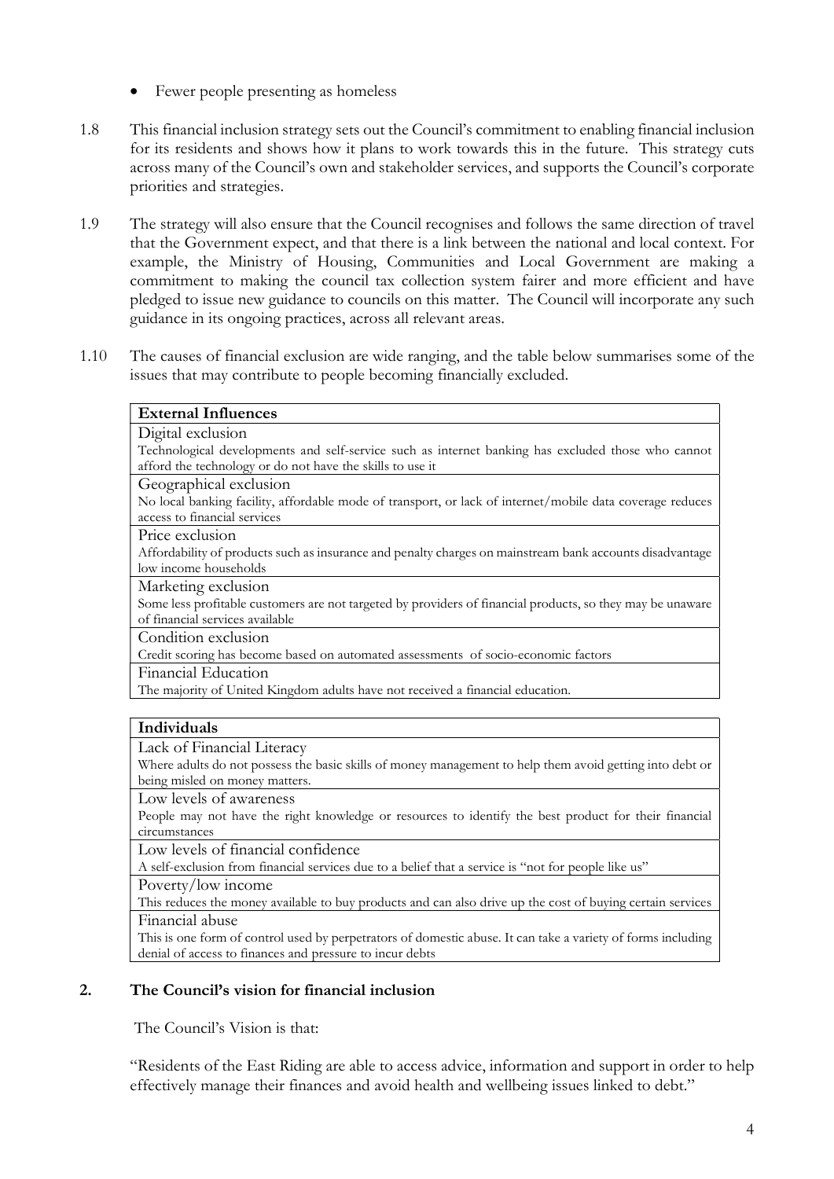- Fewer people presenting as homeless

1.8 This financial inclusion strategy sets out the Council's commitment to enabling financial inclusion for its residents and shows how it plans to work towards this in the future. This strategy cuts across many of the Council's own and stakeholder services, and supports the Council's corporate priorities and strategies.

1.9 The strategy will also ensure that the Council recognises and follows the same direction of travel that the Government expect, and that there is a link between the national and local context. For example, the Ministry of Housing, Communities and Local Government are making a commitment to making the council tax collection system fairer and more efficient and have pledged to issue new guidance to councils on this matter. The Council will incorporate any such guidance in its ongoing practices, across all relevant areas.

1.10 The causes of financial exclusion are wide ranging, and the table below summarises some of the issues that may contribute to people becoming financially excluded.

| **External Influences** |
|---|
| Digital exclusion<br>Technological developments and self-service such as internet banking has excluded those who cannot afford the technology or do not have the skills to use it |
| Geographical exclusion<br>No local banking facility, affordable mode of transport, or lack of internet/mobile data coverage reduces access to financial services |
| Price exclusion<br>Affordability of products such as insurance and penalty charges on mainstream bank accounts disadvantage low income households |
| Marketing exclusion<br>Some less profitable customers are not targeted by providers of financial products, so they may be unaware of financial services available |
| Condition exclusion<br>Credit scoring has become based on automated assessments of socio-economic factors |
| Financial Education<br>The majority of United Kingdom adults have not received a financial education. |

| **Individuals** |
|---|
| Lack of Financial Literacy<br>Where adults do not possess the basic skills of money management to help them avoid getting into debt or being misled on money matters. |
| Low levels of awareness<br>People may not have the right knowledge or resources to identify the best product for their financial circumstances |
| Low levels of financial confidence<br>A self-exclusion from financial services due to a belief that a service is "not for people like us" |
| Poverty/low income<br>This reduces the money available to buy products and can also drive up the cost of buying certain services |
| Financial abuse<br>This is one form of control used by perpetrators of domestic abuse. It can take a variety of forms including denial of access to finances and pressure to incur debts |

## 2. The Council's vision for financial inclusion

The Council's Vision is that:

"Residents of the East Riding are able to access advice, information and support in order to help effectively manage their finances and avoid health and wellbeing issues linked to debt."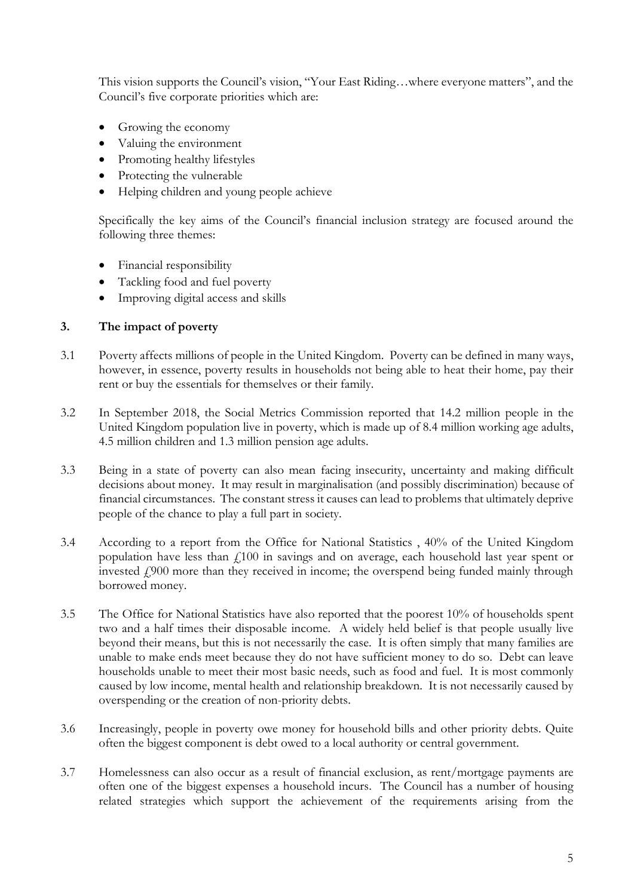This vision supports the Council's vision, "Your East Riding…where everyone matters", and the Council's five corporate priorities which are:

- Growing the economy
- Valuing the environment
- Promoting healthy lifestyles
- Protecting the vulnerable
- Helping children and young people achieve

Specifically the key aims of the Council's financial inclusion strategy are focused around the following three themes:

- Financial responsibility
- Tackling food and fuel poverty
- Improving digital access and skills

## 3. The impact of poverty

3.1 Poverty affects millions of people in the United Kingdom. Poverty can be defined in many ways, however, in essence, poverty results in households not being able to heat their home, pay their rent or buy the essentials for themselves or their family.

3.2 In September 2018, the Social Metrics Commission reported that 14.2 million people in the United Kingdom population live in poverty, which is made up of 8.4 million working age adults, 4.5 million children and 1.3 million pension age adults.

3.3 Being in a state of poverty can also mean facing insecurity, uncertainty and making difficult decisions about money. It may result in marginalisation (and possibly discrimination) because of financial circumstances. The constant stress it causes can lead to problems that ultimately deprive people of the chance to play a full part in society.

3.4 According to a report from the Office for National Statistics , 40% of the United Kingdom population have less than £100 in savings and on average, each household last year spent or invested £900 more than they received in income; the overspend being funded mainly through borrowed money.

3.5 The Office for National Statistics have also reported that the poorest 10% of households spent two and a half times their disposable income. A widely held belief is that people usually live beyond their means, but this is not necessarily the case. It is often simply that many families are unable to make ends meet because they do not have sufficient money to do so. Debt can leave households unable to meet their most basic needs, such as food and fuel. It is most commonly caused by low income, mental health and relationship breakdown. It is not necessarily caused by overspending or the creation of non-priority debts.

3.6 Increasingly, people in poverty owe money for household bills and other priority debts. Quite often the biggest component is debt owed to a local authority or central government.

3.7 Homelessness can also occur as a result of financial exclusion, as rent/mortgage payments are often one of the biggest expenses a household incurs. The Council has a number of housing related strategies which support the achievement of the requirements arising from the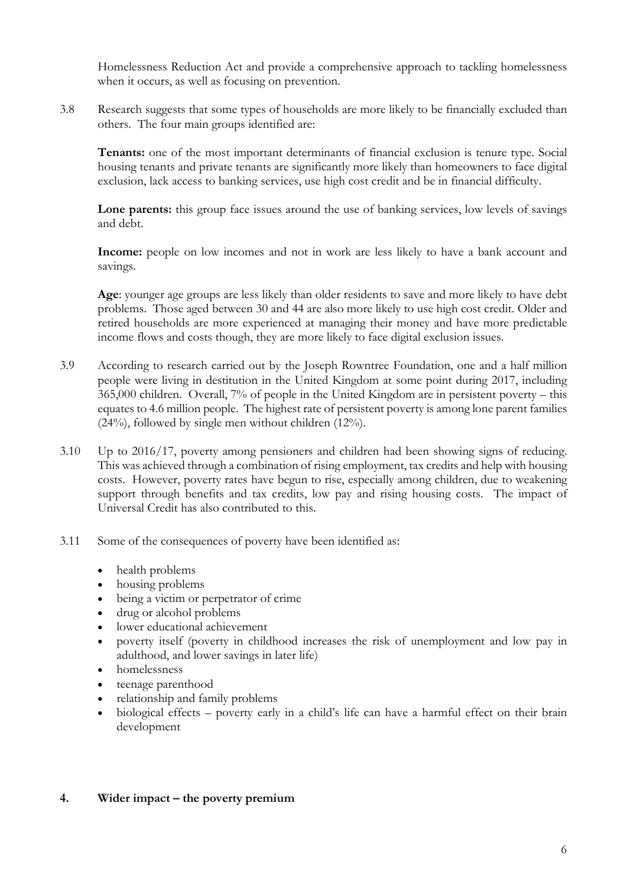Homelessness Reduction Act and provide a comprehensive approach to tackling homelessness when it occurs, as well as focusing on prevention.

3.8 Research suggests that some types of households are more likely to be financially excluded than others. The four main groups identified are:

**Tenants:** one of the most important determinants of financial exclusion is tenure type. Social housing tenants and private tenants are significantly more likely than homeowners to face digital exclusion, lack access to banking services, use high cost credit and be in financial difficulty.

**Lone parents:** this group face issues around the use of banking services, low levels of savings and debt.

**Income:** people on low incomes and not in work are less likely to have a bank account and savings.

**Age**: younger age groups are less likely than older residents to save and more likely to have debt problems. Those aged between 30 and 44 are also more likely to use high cost credit. Older and retired households are more experienced at managing their money and have more predictable income flows and costs though, they are more likely to face digital exclusion issues.

3.9 According to research carried out by the Joseph Rowntree Foundation, one and a half million people were living in destitution in the United Kingdom at some point during 2017, including 365,000 children. Overall, 7% of people in the United Kingdom are in persistent poverty – this equates to 4.6 million people. The highest rate of persistent poverty is among lone parent families (24%), followed by single men without children (12%).

3.10 Up to 2016/17, poverty among pensioners and children had been showing signs of reducing. This was achieved through a combination of rising employment, tax credits and help with housing costs. However, poverty rates have begun to rise, especially among children, due to weakening support through benefits and tax credits, low pay and rising housing costs. The impact of Universal Credit has also contributed to this.

3.11 Some of the consequences of poverty have been identified as:

- health problems
- housing problems
- being a victim or perpetrator of crime
- drug or alcohol problems
- lower educational achievement
- poverty itself (poverty in childhood increases the risk of unemployment and low pay in adulthood, and lower savings in later life)
- homelessness
- teenage parenthood
- relationship and family problems
- biological effects – poverty early in a child's life can have a harmful effect on their brain development

## 4. Wider impact – the poverty premium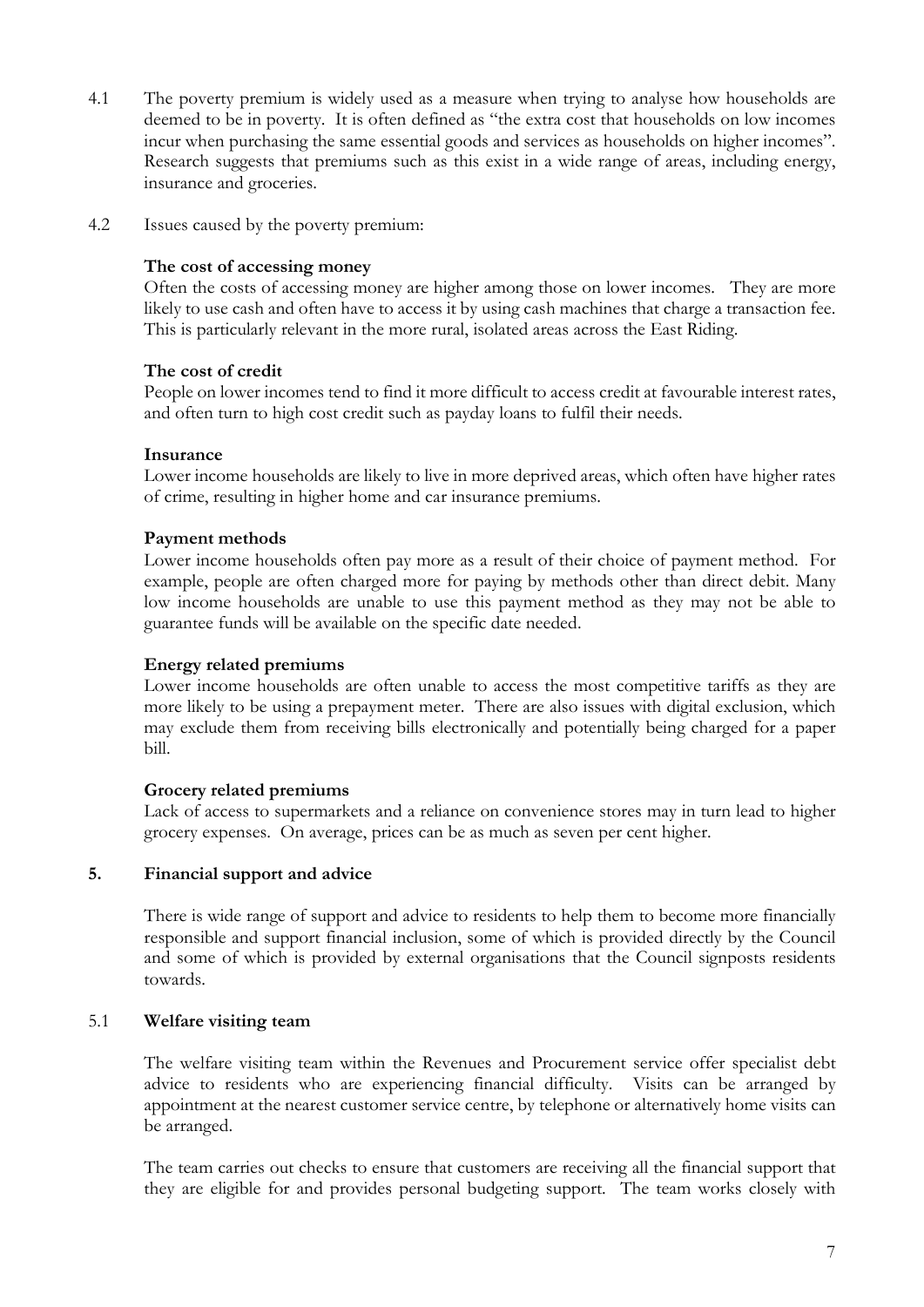4.1 The poverty premium is widely used as a measure when trying to analyse how households are deemed to be in poverty. It is often defined as "the extra cost that households on low incomes incur when purchasing the same essential goods and services as households on higher incomes". Research suggests that premiums such as this exist in a wide range of areas, including energy, insurance and groceries.

4.2 Issues caused by the poverty premium:

**The cost of accessing money**

Often the costs of accessing money are higher among those on lower incomes. They are more likely to use cash and often have to access it by using cash machines that charge a transaction fee. This is particularly relevant in the more rural, isolated areas across the East Riding.

**The cost of credit**

People on lower incomes tend to find it more difficult to access credit at favourable interest rates, and often turn to high cost credit such as payday loans to fulfil their needs.

**Insurance**

Lower income households are likely to live in more deprived areas, which often have higher rates of crime, resulting in higher home and car insurance premiums.

**Payment methods**

Lower income households often pay more as a result of their choice of payment method. For example, people are often charged more for paying by methods other than direct debit. Many low income households are unable to use this payment method as they may not be able to guarantee funds will be available on the specific date needed.

**Energy related premiums**

Lower income households are often unable to access the most competitive tariffs as they are more likely to be using a prepayment meter. There are also issues with digital exclusion, which may exclude them from receiving bills electronically and potentially being charged for a paper bill.

**Grocery related premiums**

Lack of access to supermarkets and a reliance on convenience stores may in turn lead to higher grocery expenses. On average, prices can be as much as seven per cent higher.

## 5. Financial support and advice

There is wide range of support and advice to residents to help them to become more financially responsible and support financial inclusion, some of which is provided directly by the Council and some of which is provided by external organisations that the Council signposts residents towards.

### 5.1 Welfare visiting team

The welfare visiting team within the Revenues and Procurement service offer specialist debt advice to residents who are experiencing financial difficulty. Visits can be arranged by appointment at the nearest customer service centre, by telephone or alternatively home visits can be arranged.

The team carries out checks to ensure that customers are receiving all the financial support that they are eligible for and provides personal budgeting support. The team works closely with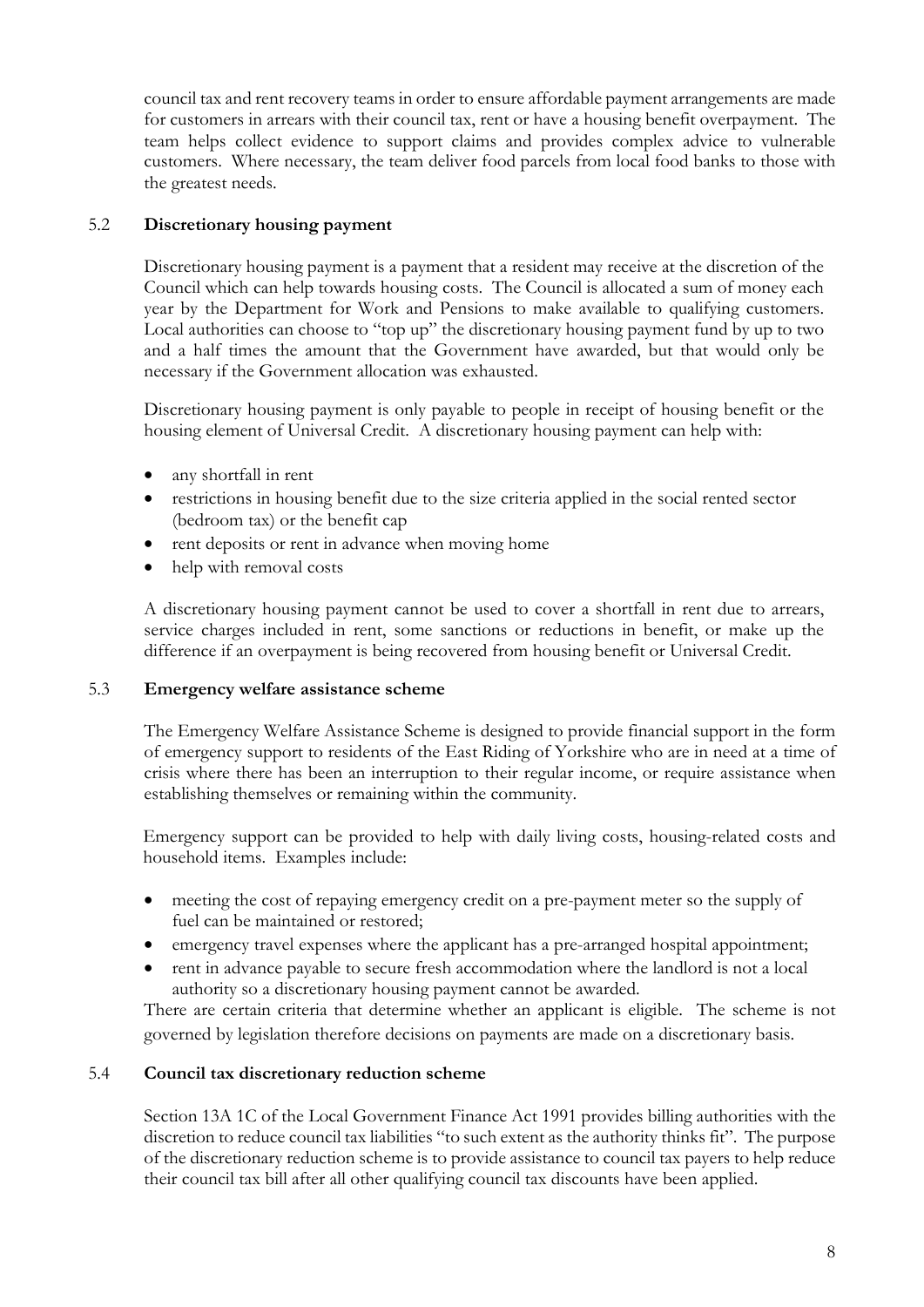council tax and rent recovery teams in order to ensure affordable payment arrangements are made for customers in arrears with their council tax, rent or have a housing benefit overpayment. The team helps collect evidence to support claims and provides complex advice to vulnerable customers. Where necessary, the team deliver food parcels from local food banks to those with the greatest needs.

### 5.2 Discretionary housing payment

Discretionary housing payment is a payment that a resident may receive at the discretion of the Council which can help towards housing costs. The Council is allocated a sum of money each year by the Department for Work and Pensions to make available to qualifying customers. Local authorities can choose to "top up" the discretionary housing payment fund by up to two and a half times the amount that the Government have awarded, but that would only be necessary if the Government allocation was exhausted.

Discretionary housing payment is only payable to people in receipt of housing benefit or the housing element of Universal Credit. A discretionary housing payment can help with:

- any shortfall in rent
- restrictions in housing benefit due to the size criteria applied in the social rented sector (bedroom tax) or the benefit cap
- rent deposits or rent in advance when moving home
- help with removal costs

A discretionary housing payment cannot be used to cover a shortfall in rent due to arrears, service charges included in rent, some sanctions or reductions in benefit, or make up the difference if an overpayment is being recovered from housing benefit or Universal Credit.

### 5.3 Emergency welfare assistance scheme

The Emergency Welfare Assistance Scheme is designed to provide financial support in the form of emergency support to residents of the East Riding of Yorkshire who are in need at a time of crisis where there has been an interruption to their regular income, or require assistance when establishing themselves or remaining within the community.

Emergency support can be provided to help with daily living costs, housing-related costs and household items. Examples include:

- meeting the cost of repaying emergency credit on a pre-payment meter so the supply of fuel can be maintained or restored;
- emergency travel expenses where the applicant has a pre-arranged hospital appointment;
- rent in advance payable to secure fresh accommodation where the landlord is not a local authority so a discretionary housing payment cannot be awarded.

There are certain criteria that determine whether an applicant is eligible. The scheme is not governed by legislation therefore decisions on payments are made on a discretionary basis.

### 5.4 Council tax discretionary reduction scheme

Section 13A 1C of the Local Government Finance Act 1991 provides billing authorities with the discretion to reduce council tax liabilities "to such extent as the authority thinks fit". The purpose of the discretionary reduction scheme is to provide assistance to council tax payers to help reduce their council tax bill after all other qualifying council tax discounts have been applied.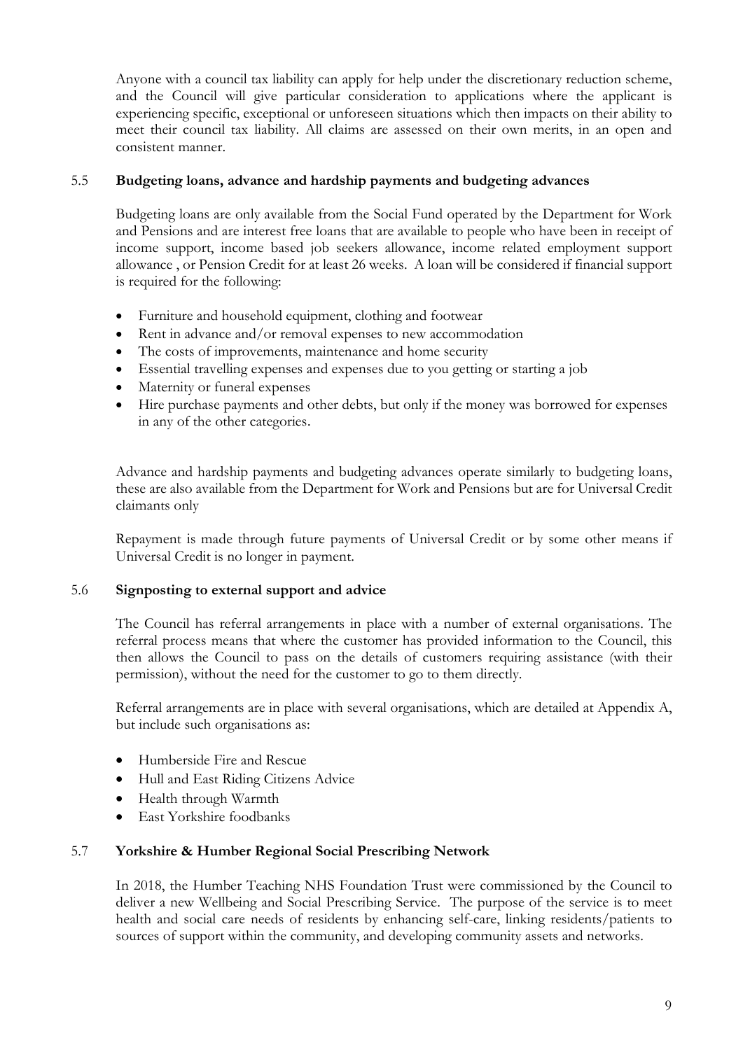Anyone with a council tax liability can apply for help under the discretionary reduction scheme, and the Council will give particular consideration to applications where the applicant is experiencing specific, exceptional or unforeseen situations which then impacts on their ability to meet their council tax liability. All claims are assessed on their own merits, in an open and consistent manner.

### 5.5 Budgeting loans, advance and hardship payments and budgeting advances

Budgeting loans are only available from the Social Fund operated by the Department for Work and Pensions and are interest free loans that are available to people who have been in receipt of income support, income based job seekers allowance, income related employment support allowance , or Pension Credit for at least 26 weeks. A loan will be considered if financial support is required for the following:

- Furniture and household equipment, clothing and footwear
- Rent in advance and/or removal expenses to new accommodation
- The costs of improvements, maintenance and home security
- Essential travelling expenses and expenses due to you getting or starting a job
- Maternity or funeral expenses
- Hire purchase payments and other debts, but only if the money was borrowed for expenses in any of the other categories.

Advance and hardship payments and budgeting advances operate similarly to budgeting loans, these are also available from the Department for Work and Pensions but are for Universal Credit claimants only

Repayment is made through future payments of Universal Credit or by some other means if Universal Credit is no longer in payment.

### 5.6 Signposting to external support and advice

The Council has referral arrangements in place with a number of external organisations. The referral process means that where the customer has provided information to the Council, this then allows the Council to pass on the details of customers requiring assistance (with their permission), without the need for the customer to go to them directly.

Referral arrangements are in place with several organisations, which are detailed at Appendix A, but include such organisations as:

- Humberside Fire and Rescue
- Hull and East Riding Citizens Advice
- Health through Warmth
- East Yorkshire foodbanks

### 5.7 Yorkshire & Humber Regional Social Prescribing Network

In 2018, the Humber Teaching NHS Foundation Trust were commissioned by the Council to deliver a new Wellbeing and Social Prescribing Service. The purpose of the service is to meet health and social care needs of residents by enhancing self-care, linking residents/patients to sources of support within the community, and developing community assets and networks.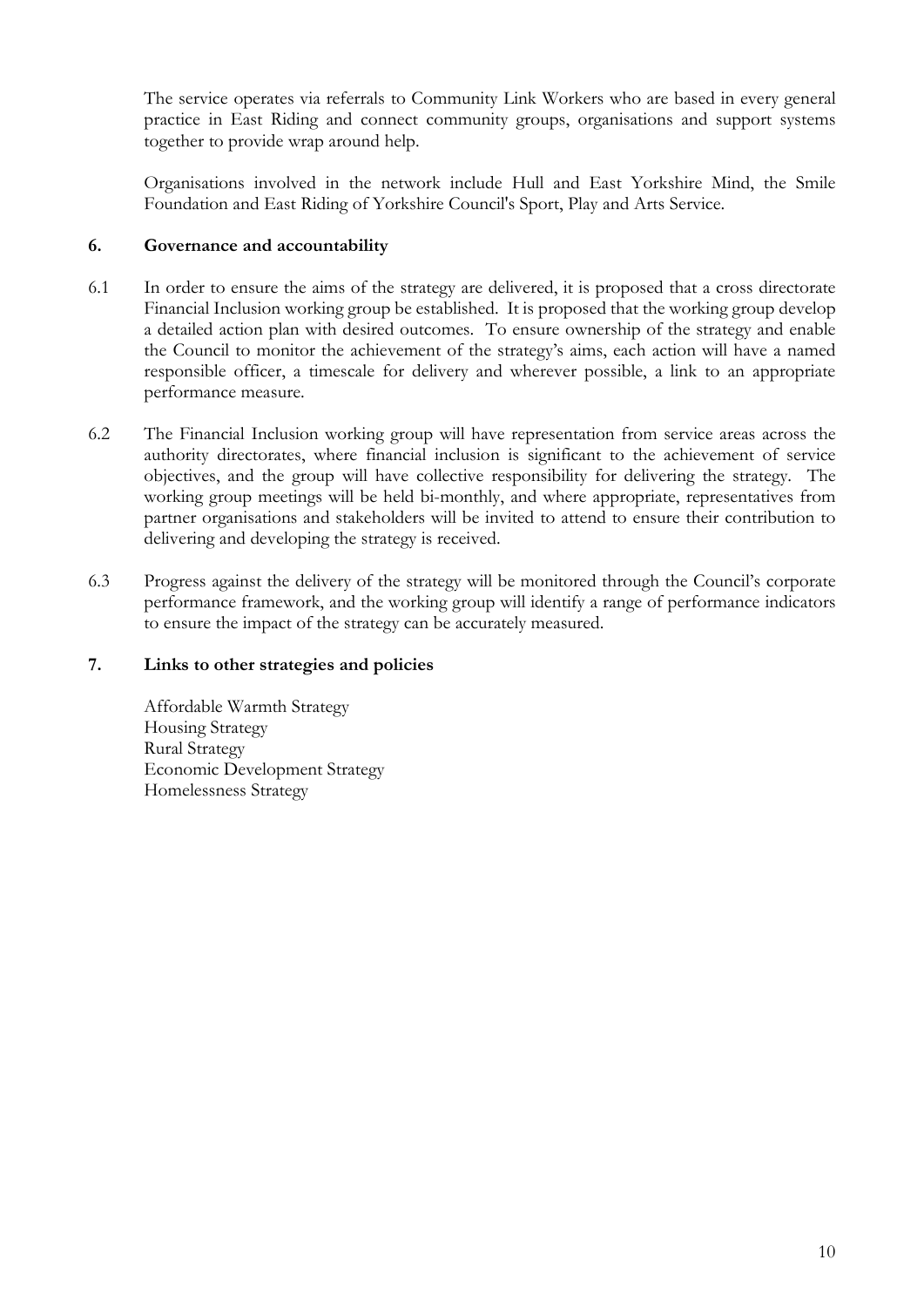The service operates via referrals to Community Link Workers who are based in every general practice in East Riding and connect community groups, organisations and support systems together to provide wrap around help.

Organisations involved in the network include Hull and East Yorkshire Mind, the Smile Foundation and East Riding of Yorkshire Council's Sport, Play and Arts Service.

## 6. Governance and accountability

6.1 In order to ensure the aims of the strategy are delivered, it is proposed that a cross directorate Financial Inclusion working group be established. It is proposed that the working group develop a detailed action plan with desired outcomes. To ensure ownership of the strategy and enable the Council to monitor the achievement of the strategy's aims, each action will have a named responsible officer, a timescale for delivery and wherever possible, a link to an appropriate performance measure.

6.2 The Financial Inclusion working group will have representation from service areas across the authority directorates, where financial inclusion is significant to the achievement of service objectives, and the group will have collective responsibility for delivering the strategy. The working group meetings will be held bi-monthly, and where appropriate, representatives from partner organisations and stakeholders will be invited to attend to ensure their contribution to delivering and developing the strategy is received.

6.3 Progress against the delivery of the strategy will be monitored through the Council's corporate performance framework, and the working group will identify a range of performance indicators to ensure the impact of the strategy can be accurately measured.

## 7. Links to other strategies and policies

Affordable Warmth Strategy
Housing Strategy
Rural Strategy
Economic Development Strategy
Homelessness Strategy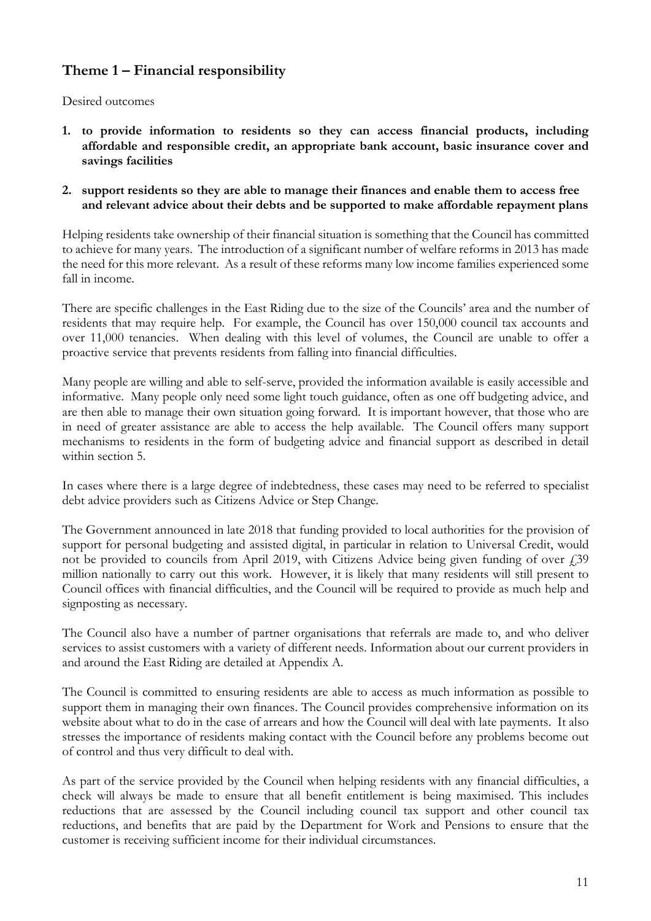## Theme 1 – Financial responsibility

Desired outcomes

1. **to provide information to residents so they can access financial products, including affordable and responsible credit, an appropriate bank account, basic insurance cover and savings facilities**

2. **support residents so they are able to manage their finances and enable them to access free and relevant advice about their debts and be supported to make affordable repayment plans**

Helping residents take ownership of their financial situation is something that the Council has committed to achieve for many years. The introduction of a significant number of welfare reforms in 2013 has made the need for this more relevant. As a result of these reforms many low income families experienced some fall in income.

There are specific challenges in the East Riding due to the size of the Councils' area and the number of residents that may require help. For example, the Council has over 150,000 council tax accounts and over 11,000 tenancies. When dealing with this level of volumes, the Council are unable to offer a proactive service that prevents residents from falling into financial difficulties.

Many people are willing and able to self-serve, provided the information available is easily accessible and informative. Many people only need some light touch guidance, often as one off budgeting advice, and are then able to manage their own situation going forward. It is important however, that those who are in need of greater assistance are able to access the help available. The Council offers many support mechanisms to residents in the form of budgeting advice and financial support as described in detail within section 5.

In cases where there is a large degree of indebtedness, these cases may need to be referred to specialist debt advice providers such as Citizens Advice or Step Change.

The Government announced in late 2018 that funding provided to local authorities for the provision of support for personal budgeting and assisted digital, in particular in relation to Universal Credit, would not be provided to councils from April 2019, with Citizens Advice being given funding of over £39 million nationally to carry out this work. However, it is likely that many residents will still present to Council offices with financial difficulties, and the Council will be required to provide as much help and signposting as necessary.

The Council also have a number of partner organisations that referrals are made to, and who deliver services to assist customers with a variety of different needs. Information about our current providers in and around the East Riding are detailed at Appendix A.

The Council is committed to ensuring residents are able to access as much information as possible to support them in managing their own finances. The Council provides comprehensive information on its website about what to do in the case of arrears and how the Council will deal with late payments. It also stresses the importance of residents making contact with the Council before any problems become out of control and thus very difficult to deal with.

As part of the service provided by the Council when helping residents with any financial difficulties, a check will always be made to ensure that all benefit entitlement is being maximised. This includes reductions that are assessed by the Council including council tax support and other council tax reductions, and benefits that are paid by the Department for Work and Pensions to ensure that the customer is receiving sufficient income for their individual circumstances.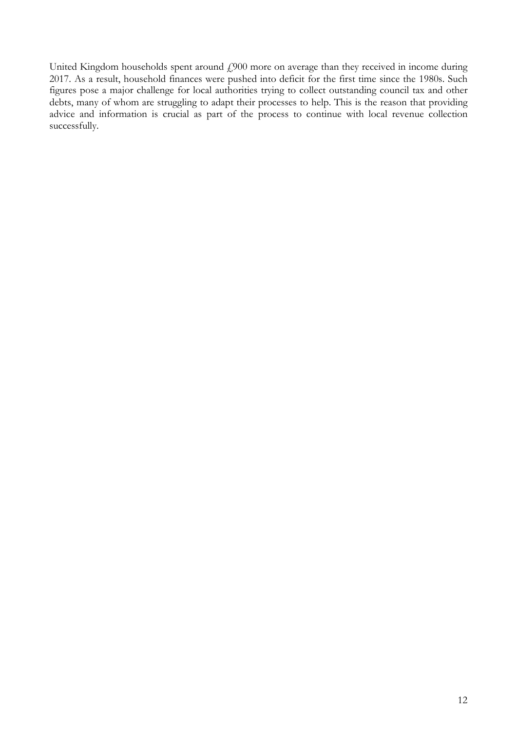United Kingdom households spent around £900 more on average than they received in income during 2017. As a result, household finances were pushed into deficit for the first time since the 1980s. Such figures pose a major challenge for local authorities trying to collect outstanding council tax and other debts, many of whom are struggling to adapt their processes to help. This is the reason that providing advice and information is crucial as part of the process to continue with local revenue collection successfully.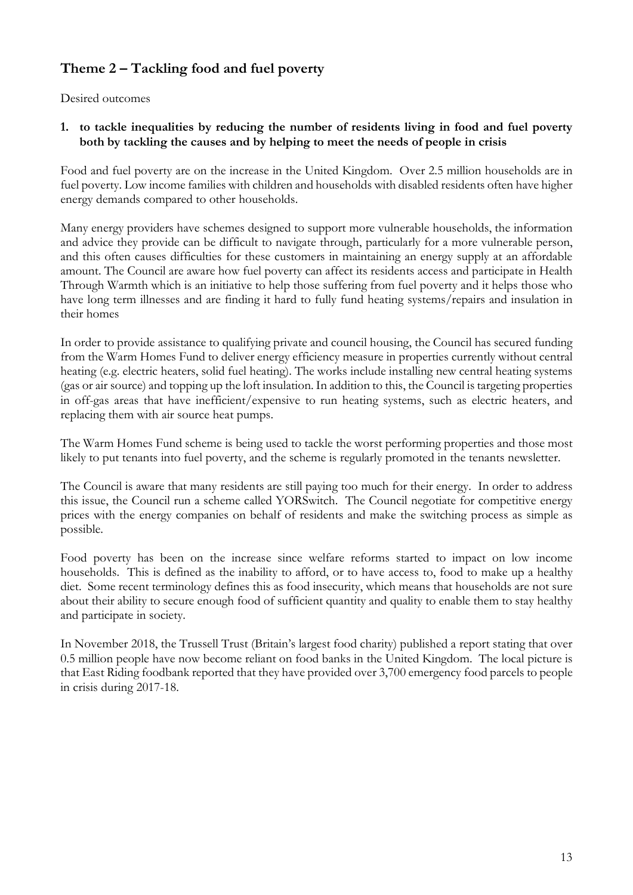## Theme 2 – Tackling food and fuel poverty

Desired outcomes

1. **to tackle inequalities by reducing the number of residents living in food and fuel poverty both by tackling the causes and by helping to meet the needs of people in crisis**

Food and fuel poverty are on the increase in the United Kingdom. Over 2.5 million households are in fuel poverty. Low income families with children and households with disabled residents often have higher energy demands compared to other households.

Many energy providers have schemes designed to support more vulnerable households, the information and advice they provide can be difficult to navigate through, particularly for a more vulnerable person, and this often causes difficulties for these customers in maintaining an energy supply at an affordable amount. The Council are aware how fuel poverty can affect its residents access and participate in Health Through Warmth which is an initiative to help those suffering from fuel poverty and it helps those who have long term illnesses and are finding it hard to fully fund heating systems/repairs and insulation in their homes

In order to provide assistance to qualifying private and council housing, the Council has secured funding from the Warm Homes Fund to deliver energy efficiency measure in properties currently without central heating (e.g. electric heaters, solid fuel heating). The works include installing new central heating systems (gas or air source) and topping up the loft insulation. In addition to this, the Council is targeting properties in off-gas areas that have inefficient/expensive to run heating systems, such as electric heaters, and replacing them with air source heat pumps.

The Warm Homes Fund scheme is being used to tackle the worst performing properties and those most likely to put tenants into fuel poverty, and the scheme is regularly promoted in the tenants newsletter.

The Council is aware that many residents are still paying too much for their energy. In order to address this issue, the Council run a scheme called YORSwitch. The Council negotiate for competitive energy prices with the energy companies on behalf of residents and make the switching process as simple as possible.

Food poverty has been on the increase since welfare reforms started to impact on low income households. This is defined as the inability to afford, or to have access to, food to make up a healthy diet. Some recent terminology defines this as food insecurity, which means that households are not sure about their ability to secure enough food of sufficient quantity and quality to enable them to stay healthy and participate in society.

In November 2018, the Trussell Trust (Britain's largest food charity) published a report stating that over 0.5 million people have now become reliant on food banks in the United Kingdom. The local picture is that East Riding foodbank reported that they have provided over 3,700 emergency food parcels to people in crisis during 2017-18.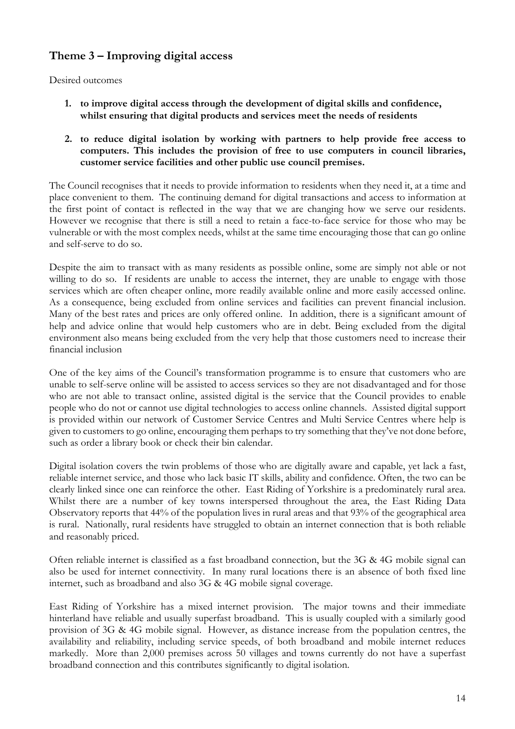## Theme 3 – Improving digital access

Desired outcomes

1. **to improve digital access through the development of digital skills and confidence, whilst ensuring that digital products and services meet the needs of residents**

2. **to reduce digital isolation by working with partners to help provide free access to computers. This includes the provision of free to use computers in council libraries, customer service facilities and other public use council premises.**

The Council recognises that it needs to provide information to residents when they need it, at a time and place convenient to them. The continuing demand for digital transactions and access to information at the first point of contact is reflected in the way that we are changing how we serve our residents. However we recognise that there is still a need to retain a face-to-face service for those who may be vulnerable or with the most complex needs, whilst at the same time encouraging those that can go online and self-serve to do so.

Despite the aim to transact with as many residents as possible online, some are simply not able or not willing to do so. If residents are unable to access the internet, they are unable to engage with those services which are often cheaper online, more readily available online and more easily accessed online. As a consequence, being excluded from online services and facilities can prevent financial inclusion. Many of the best rates and prices are only offered online. In addition, there is a significant amount of help and advice online that would help customers who are in debt. Being excluded from the digital environment also means being excluded from the very help that those customers need to increase their financial inclusion

One of the key aims of the Council's transformation programme is to ensure that customers who are unable to self-serve online will be assisted to access services so they are not disadvantaged and for those who are not able to transact online, assisted digital is the service that the Council provides to enable people who do not or cannot use digital technologies to access online channels. Assisted digital support is provided within our network of Customer Service Centres and Multi Service Centres where help is given to customers to go online, encouraging them perhaps to try something that they've not done before, such as order a library book or check their bin calendar.

Digital isolation covers the twin problems of those who are digitally aware and capable, yet lack a fast, reliable internet service, and those who lack basic IT skills, ability and confidence. Often, the two can be clearly linked since one can reinforce the other. East Riding of Yorkshire is a predominately rural area. Whilst there are a number of key towns interspersed throughout the area, the East Riding Data Observatory reports that 44% of the population lives in rural areas and that 93% of the geographical area is rural. Nationally, rural residents have struggled to obtain an internet connection that is both reliable and reasonably priced.

Often reliable internet is classified as a fast broadband connection, but the 3G & 4G mobile signal can also be used for internet connectivity. In many rural locations there is an absence of both fixed line internet, such as broadband and also 3G & 4G mobile signal coverage.

East Riding of Yorkshire has a mixed internet provision. The major towns and their immediate hinterland have reliable and usually superfast broadband. This is usually coupled with a similarly good provision of 3G & 4G mobile signal. However, as distance increase from the population centres, the availability and reliability, including service speeds, of both broadband and mobile internet reduces markedly. More than 2,000 premises across 50 villages and towns currently do not have a superfast broadband connection and this contributes significantly to digital isolation.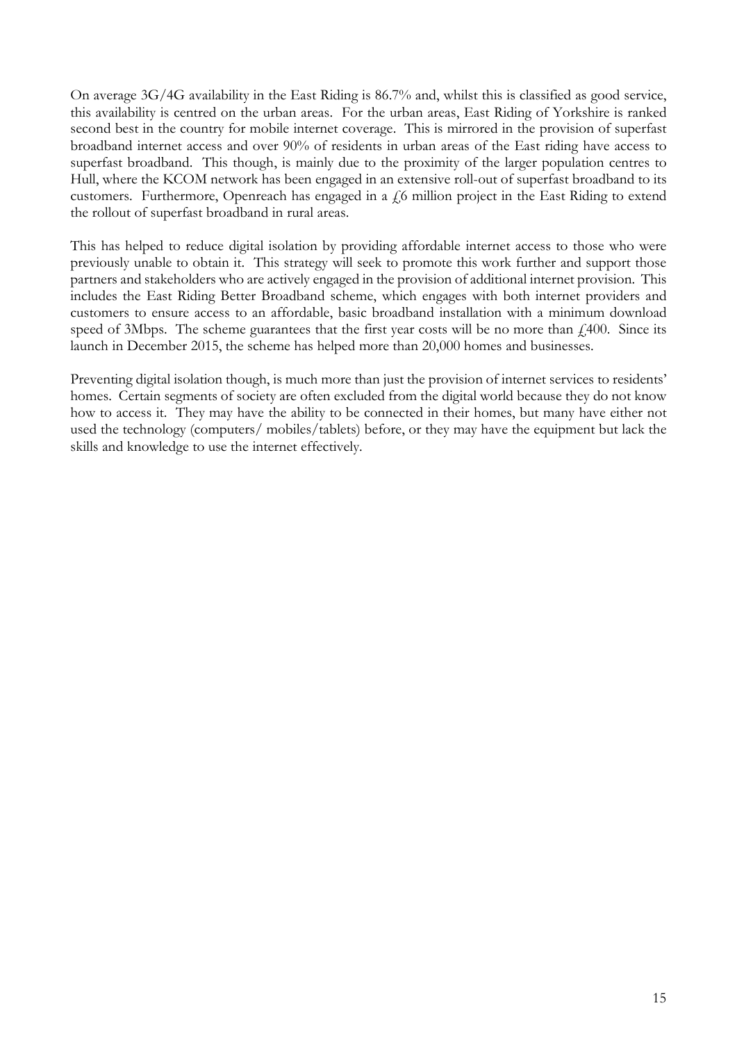On average 3G/4G availability in the East Riding is 86.7% and, whilst this is classified as good service, this availability is centred on the urban areas. For the urban areas, East Riding of Yorkshire is ranked second best in the country for mobile internet coverage. This is mirrored in the provision of superfast broadband internet access and over 90% of residents in urban areas of the East riding have access to superfast broadband. This though, is mainly due to the proximity of the larger population centres to Hull, where the KCOM network has been engaged in an extensive roll-out of superfast broadband to its customers. Furthermore, Openreach has engaged in a £6 million project in the East Riding to extend the rollout of superfast broadband in rural areas.

This has helped to reduce digital isolation by providing affordable internet access to those who were previously unable to obtain it. This strategy will seek to promote this work further and support those partners and stakeholders who are actively engaged in the provision of additional internet provision. This includes the East Riding Better Broadband scheme, which engages with both internet providers and customers to ensure access to an affordable, basic broadband installation with a minimum download speed of 3Mbps. The scheme guarantees that the first year costs will be no more than £400. Since its launch in December 2015, the scheme has helped more than 20,000 homes and businesses.

Preventing digital isolation though, is much more than just the provision of internet services to residents' homes. Certain segments of society are often excluded from the digital world because they do not know how to access it. They may have the ability to be connected in their homes, but many have either not used the technology (computers/ mobiles/tablets) before, or they may have the equipment but lack the skills and knowledge to use the internet effectively.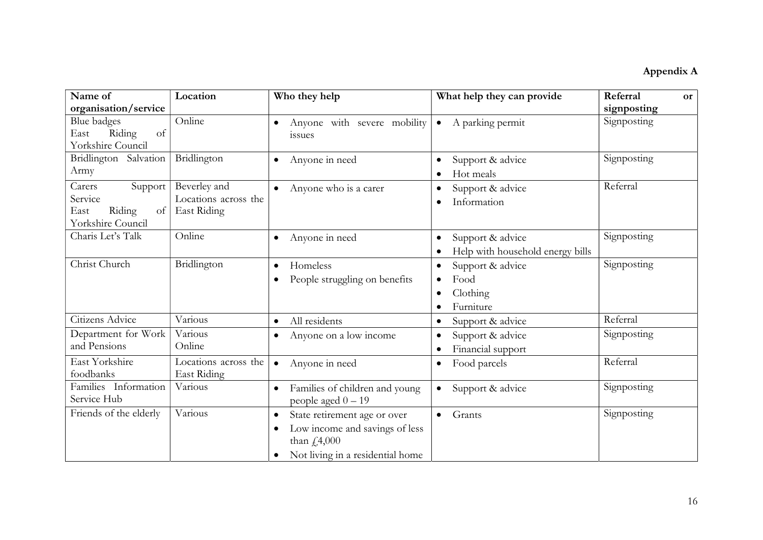**Appendix A**

| Name of organisation/service | Location | Who they help | What help they can provide | Referral or signposting |
|---|---|---|---|---|
| Blue badges East Riding of Yorkshire Council | Online | • Anyone with severe mobility issues | • A parking permit | Signposting |
| Bridlington Salvation Army | Bridlington | • Anyone in need | • Support & advice<br>• Hot meals | Signposting |
| Carers Support Service East Riding of Yorkshire Council | Beverley and Locations across the East Riding | • Anyone who is a carer | • Support & advice<br>• Information | Referral |
| Charis Let's Talk | Online | • Anyone in need | • Support & advice<br>• Help with household energy bills | Signposting |
| Christ Church | Bridlington | • Homeless<br>• People struggling on benefits | • Support & advice<br>• Food<br>• Clothing<br>• Furniture | Signposting |
| Citizens Advice | Various | • All residents | • Support & advice | Referral |
| Department for Work and Pensions | Various<br>Online | • Anyone on a low income | • Support & advice<br>• Financial support | Signposting |
| East Yorkshire foodbanks | Locations across the East Riding | • Anyone in need | • Food parcels | Referral |
| Families Information Service Hub | Various | • Families of children and young people aged 0 – 19 | • Support & advice | Signposting |
| Friends of the elderly | Various | • State retirement age or over<br>• Low income and savings of less than £4,000<br>• Not living in a residential home | • Grants | Signposting |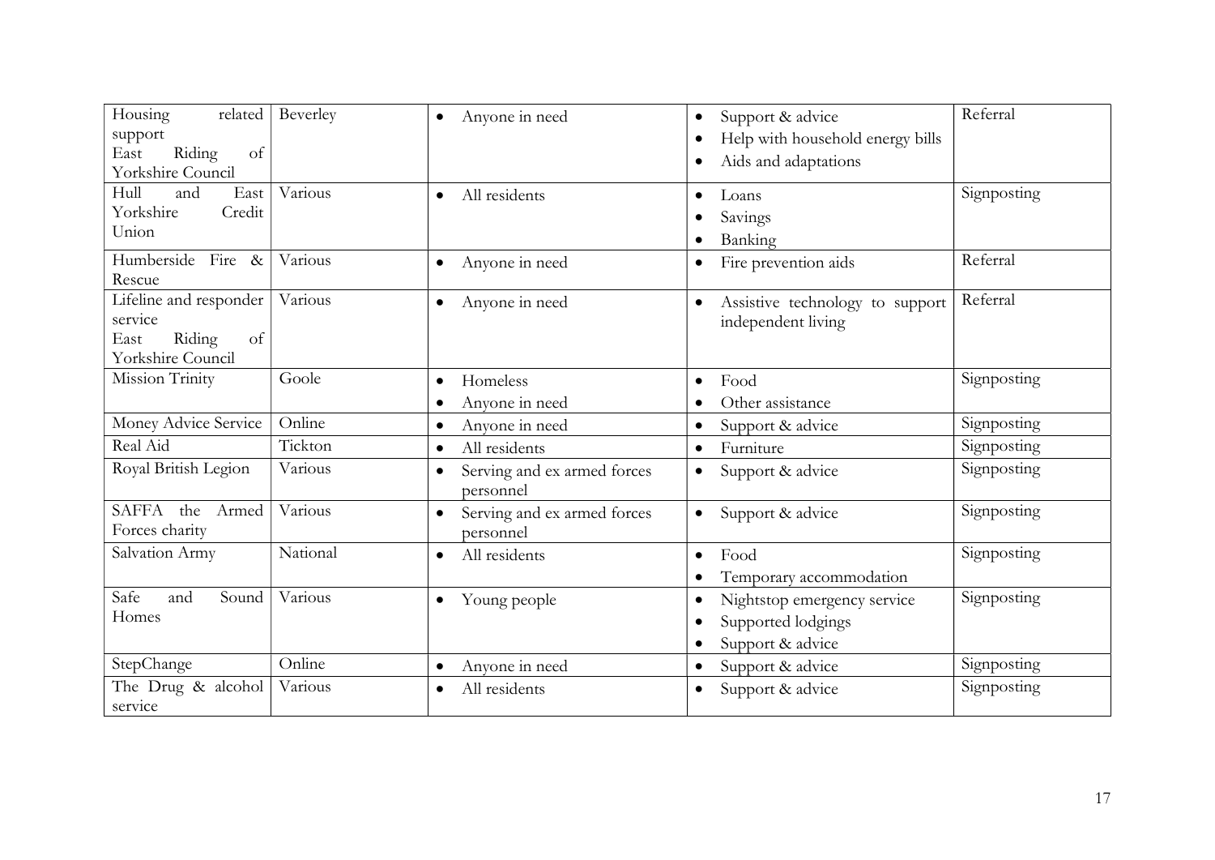| | | | | |
|---|---|---|---|---|
| Housing related support East Riding of Yorkshire Council | Beverley | • Anyone in need | • Support & advice<br>• Help with household energy bills<br>• Aids and adaptations | Referral |
| Hull and East Yorkshire Credit Union | Various | • All residents | • Loans<br>• Savings<br>• Banking | Signposting |
| Humberside Fire & Rescue | Various | • Anyone in need | • Fire prevention aids | Referral |
| Lifeline and responder service East Riding of Yorkshire Council | Various | • Anyone in need | • Assistive technology to support independent living | Referral |
| Mission Trinity | Goole | • Homeless<br>• Anyone in need | • Food<br>• Other assistance | Signposting |
| Money Advice Service | Online | • Anyone in need | • Support & advice | Signposting |
| Real Aid | Tickton | • All residents | • Furniture | Signposting |
| Royal British Legion | Various | • Serving and ex armed forces personnel | • Support & advice | Signposting |
| SAFFA the Armed Forces charity | Various | • Serving and ex armed forces personnel | • Support & advice | Signposting |
| Salvation Army | National | • All residents | • Food<br>• Temporary accommodation | Signposting |
| Safe and Sound Homes | Various | • Young people | • Nightstop emergency service<br>• Supported lodgings<br>• Support & advice | Signposting |
| StepChange | Online | • Anyone in need | • Support & advice | Signposting |
| The Drug & alcohol service | Various | • All residents | • Support & advice | Signposting |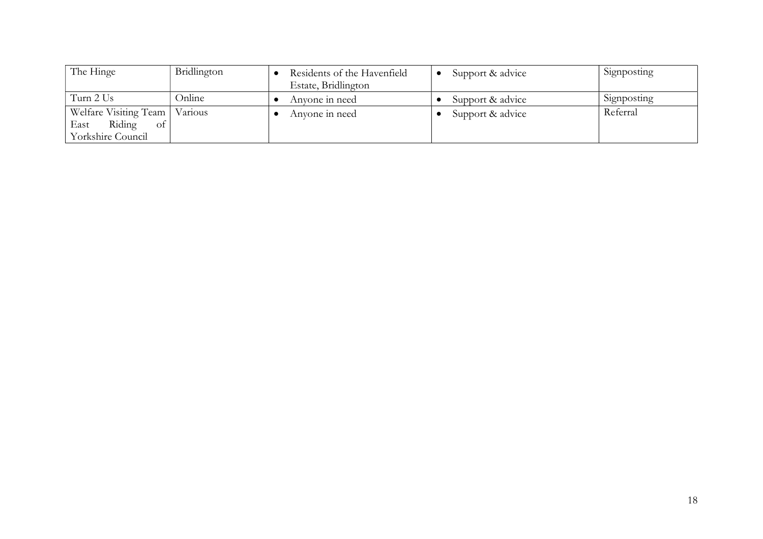| | | | | |
|---|---|---|---|---|
| The Hinge | Bridlington | • Residents of the Havenfield Estate, Bridlington | • Support & advice | Signposting |
| Turn 2 Us | Online | • Anyone in need | • Support & advice | Signposting |
| Welfare Visiting Team East Riding of Yorkshire Council | Various | • Anyone in need | • Support & advice | Referral |